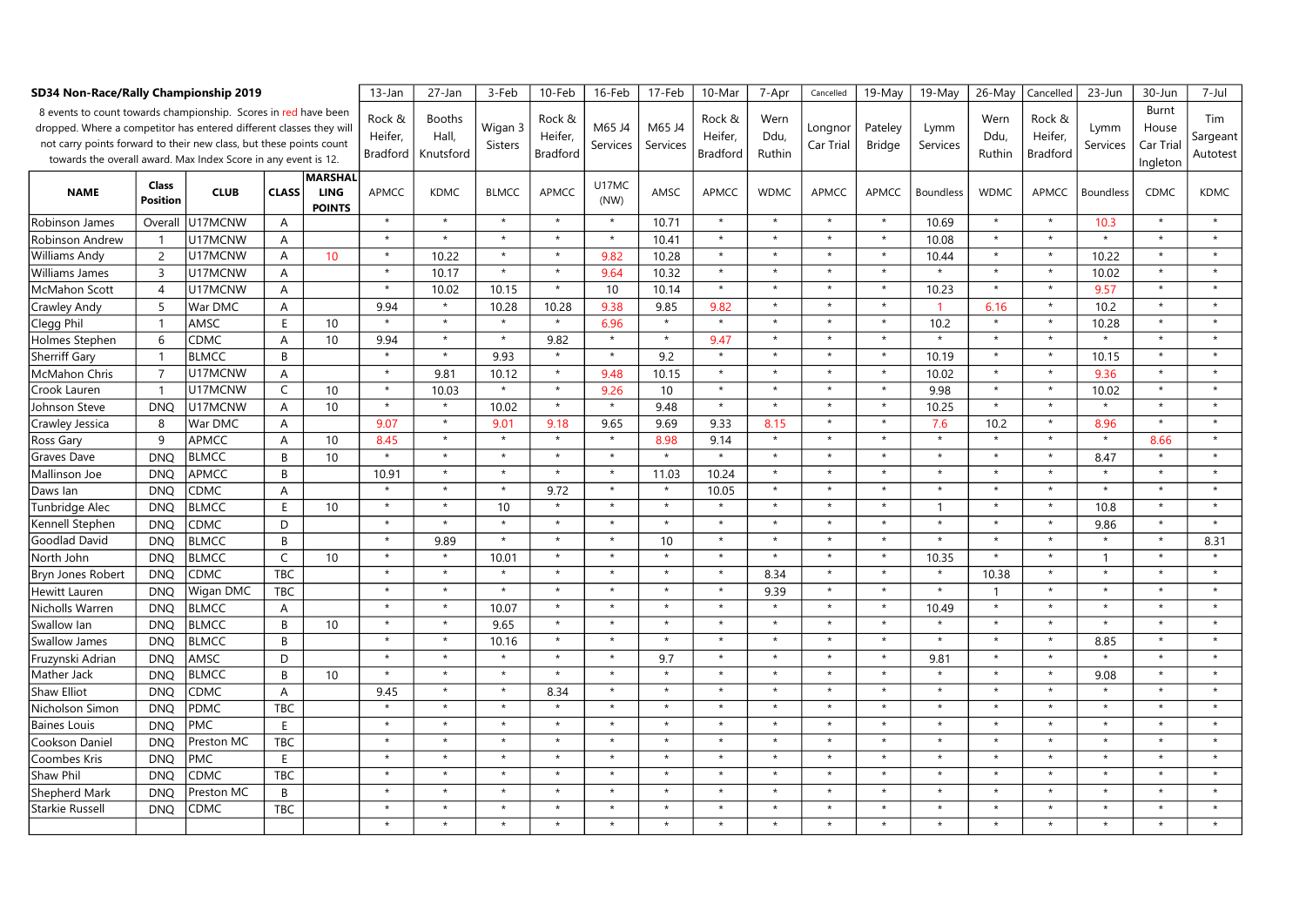| **SD34 Non-Race/Rally Championship 2019** | | | | | 13-Jan | 27-Jan | 3-Feb | 10-Feb | 16-Feb | 17-Feb | 10-Mar | 7-Apr | Cancelled | 19-May | 19-May | 26-May | Cancelled | 23-Jun | 30-Jun | 7-Jul |
|---|---|---|---|---|---|---|---|---|---|---|---|---|---|---|---|---|---|---|---|---|
| 8 events to count towards championship. Scores in red have been dropped. Where a competitor has entered different classes they will not carry points forward to their new class, but these points count towards the overall award. Max Index Score in any event is 12. | | | | | Rock & Heifer, Bradford | Booths Hall, Knutsford | Wigan 3 Sisters | Rock & Heifer, Bradford | M65 J4 Services | M65 J4 Services | Rock & Heifer, Bradford | Wern Ddu, Ruthin | Longnor Car Trial | Pateley Bridge | Lymm Services | Wern Ddu, Ruthin | Rock & Heifer, Bradford | Lymm Services | Burnt House Car Trial Ingleton | Tim Sargeant Autotest |
| **NAME** | **Class Position** | **CLUB** | **CLASS** | **MARSHALLING POINTS** | APMCC | KDMC | BLMCC | APMCC | U17MC (NW) | AMSC | APMCC | WDMC | APMCC | APMCC | Boundless | WDMC | APMCC | Boundless | CDMC | KDMC |
| Robinson James | Overall | U17MCNW | A | | * | * | * | * | * | 10.71 | * | * | * | * | 10.69 | * | * | 10.3 | * | * |
| Robinson Andrew | 1 | U17MCNW | A | | * | * | * | * | * | 10.41 | * | * | * | * | 10.08 | * | * | * | * | * |
| Williams Andy | 2 | U17MCNW | A | 10 | * | 10.22 | * | * | 9.82 | 10.28 | * | * | * | * | 10.44 | * | * | 10.22 | * | * |
| Williams James | 3 | U17MCNW | A | | * | 10.17 | * | * | 9.64 | 10.32 | * | * | * | * | * | * | * | 10.02 | * | * |
| McMahon Scott | 4 | U17MCNW | A | | * | 10.02 | 10.15 | * | 10 | 10.14 | * | * | * | * | 10.23 | * | * | 9.57 | * | * |
| Crawley Andy | 5 | War DMC | A | | 9.94 | * | 10.28 | 10.28 | 9.38 | 9.85 | 9.82 | * | * | * | 1 | 6.16 | * | 10.2 | * | * |
| Clegg Phil | 1 | AMSC | E | 10 | * | * | * | * | 6.96 | * | * | * | * | * | 10.2 | * | * | 10.28 | * | * |
| Holmes Stephen | 6 | CDMC | A | 10 | 9.94 | * | * | 9.82 | * | * | 9.47 | * | * | * | * | * | * | * | * | * |
| Sherriff Gary | 1 | BLMCC | B | | * | * | 9.93 | * | * | 9.2 | * | * | * | * | 10.19 | * | * | 10.15 | * | * |
| McMahon Chris | 7 | U17MCNW | A | | * | 9.81 | 10.12 | * | 9.48 | 10.15 | * | * | * | * | 10.02 | * | * | 9.36 | * | * |
| Crook Lauren | 1 | U17MCNW | C | 10 | * | 10.03 | * | * | 9.26 | 10 | * | * | * | * | 9.98 | * | * | 10.02 | * | * |
| Johnson Steve | DNQ | U17MCNW | A | 10 | * | * | 10.02 | * | * | 9.48 | * | * | * | * | 10.25 | * | * | * | * | * |
| Crawley Jessica | 8 | War DMC | A | | 9.07 | * | 9.01 | 9.18 | 9.65 | 9.69 | 9.33 | 8.15 | * | * | 7.6 | 10.2 | * | 8.96 | * | * |
| Ross Gary | 9 | APMCC | A | 10 | 8.45 | * | * | * | * | 8.98 | 9.14 | * | * | * | * | * | * | * | 8.66 | * |
| Graves Dave | DNQ | BLMCC | B | 10 | * | * | * | * | * | * | * | * | * | * | * | * | * | 8.47 | * | * |
| Mallinson Joe | DNQ | APMCC | B | | 10.91 | * | * | * | * | 11.03 | 10.24 | * | * | * | * | * | * | * | * | * |
| Daws Ian | DNQ | CDMC | A | | * | * | * | 9.72 | * | * | 10.05 | * | * | * | * | * | * | * | * | * |
| Tunbridge Alec | DNQ | BLMCC | E | 10 | * | * | 10 | * | * | * | * | * | * | * | 1 | * | * | 10.8 | * | * |
| Kennell Stephen | DNQ | CDMC | D | | * | * | * | * | * | * | * | * | * | * | * | * | * | 9.86 | * | * |
| Goodlad David | DNQ | BLMCC | B | | * | 9.89 | * | * | * | 10 | * | * | * | * | * | * | * | * | * | 8.31 |
| North John | DNQ | BLMCC | C | 10 | * | * | 10.01 | * | * | * | * | * | * | * | 10.35 | * | * | 1 | * | * |
| Bryn Jones Robert | DNQ | CDMC | TBC | | * | * | * | * | * | * | * | 8.34 | * | * | * | 10.38 | * | * | * | * |
| Hewitt Lauren | DNQ | Wigan DMC | TBC | | * | * | * | * | * | * | * | 9.39 | * | * | * | 1 | * | * | * | * |
| Nicholls Warren | DNQ | BLMCC | A | | * | * | 10.07 | * | * | * | * | * | * | * | 10.49 | * | * | * | * | * |
| Swallow Ian | DNQ | BLMCC | B | 10 | * | * | 9.65 | * | * | * | * | * | * | * | * | * | * | * | * | * |
| Swallow James | DNQ | BLMCC | B | | * | * | 10.16 | * | * | * | * | * | * | * | * | * | * | 8.85 | * | * |
| Fruzynski Adrian | DNQ | AMSC | D | | * | * | * | * | * | 9.7 | * | * | * | * | 9.81 | * | * | * | * | * |
| Mather Jack | DNQ | BLMCC | B | 10 | * | * | * | * | * | * | * | * | * | * | * | * | * | 9.08 | * | * |
| Shaw Elliot | DNQ | CDMC | A | | 9.45 | * | * | 8.34 | * | * | * | * | * | * | * | * | * | * | * | * |
| Nicholson Simon | DNQ | PDMC | TBC | | * | * | * | * | * | * | * | * | * | * | * | * | * | * | * | * |
| Baines Louis | DNQ | PMC | E | | * | * | * | * | * | * | * | * | * | * | * | * | * | * | * | * |
| Cookson Daniel | DNQ | Preston MC | TBC | | * | * | * | * | * | * | * | * | * | * | * | * | * | * | * | * |
| Coombes Kris | DNQ | PMC | E | | * | * | * | * | * | * | * | * | * | * | * | * | * | * | * | * |
| Shaw Phil | DNQ | CDMC | TBC | | * | * | * | * | * | * | * | * | * | * | * | * | * | * | * | * |
| Shepherd Mark | DNQ | Preston MC | B | | * | * | * | * | * | * | * | * | * | * | * | * | * | * | * | * |
| Starkie Russell | DNQ | CDMC | TBC | | * | * | * | * | * | * | * | * | * | * | * | * | * | * | * | * |
| | | | | | * | * | * | * | * | * | * | * | * | * | * | * | * | * | * | * |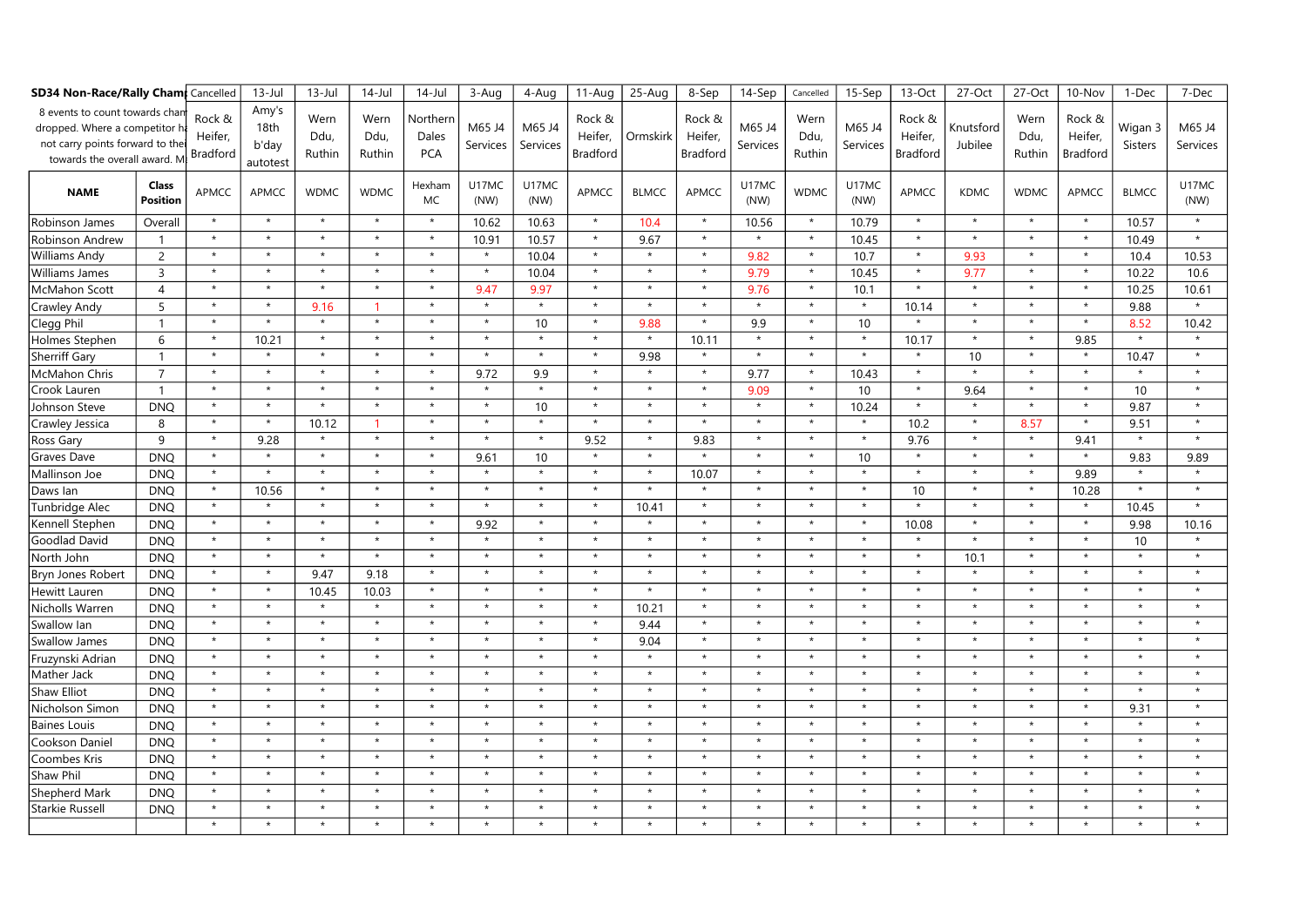| SD34 Non-Race/Rally Cham | | Cancelled | 13-Jul | 13-Jul | 14-Jul | 14-Jul | 3-Aug | 4-Aug | 11-Aug | 25-Aug | 8-Sep | 14-Sep | Cancelled | 15-Sep | 13-Oct | 27-Oct | 27-Oct | 10-Nov | 1-Dec | 7-Dec |
|---|---|---|---|---|---|---|---|---|---|---|---|---|---|---|---|---|---|---|---|---|
| 8 events to count towards cham dropped. Where a competitor h not carry points forward to thei towards the overall award. M | | Rock & Heifer, Bradford | Amy's 18th b'day autotest | Wern Ddu, Ruthin | Wern Ddu, Ruthin | Northern Dales PCA | M65 J4 Services | M65 J4 Services | Rock & Heifer, Bradford | Ormskirk | Rock & Heifer, Bradford | M65 J4 Services | Wern Ddu, Ruthin | M65 J4 Services | Rock & Heifer, Bradford | Knutsford Jubilee | Wern Ddu, Ruthin | Rock & Heifer, Bradford | Wigan 3 Sisters | M65 J4 Services |
| **NAME** | **Class Position** | APMCC | APMCC | WDMC | WDMC | Hexham MC | U17MC (NW) | U17MC (NW) | APMCC | BLMCC | APMCC | U17MC (NW) | WDMC | U17MC (NW) | APMCC | KDMC | WDMC | APMCC | BLMCC | U17MC (NW) |
| Robinson James | Overall | * | * | * | * | * | 10.62 | 10.63 | * | 10.4 | * | 10.56 | * | 10.79 | * | * | * | * | 10.57 | * |
| Robinson Andrew | 1 | * | * | * | * | * | 10.91 | 10.57 | * | 9.67 | * | * | * | 10.45 | * | * | * | * | 10.49 | * |
| Williams Andy | 2 | * | * | * | * | * | * | 10.04 | * | * | * | 9.82 | * | 10.7 | * | 9.93 | * | * | 10.4 | 10.53 |
| Williams James | 3 | * | * | * | * | * | * | 10.04 | * | * | * | 9.79 | * | 10.45 | * | 9.77 | * | * | 10.22 | 10.6 |
| McMahon Scott | 4 | * | * | * | * | * | 9.47 | 9.97 | * | * | * | 9.76 | * | 10.1 | * | * | * | * | 10.25 | 10.61 |
| Crawley Andy | 5 | * | * | 9.16 | 1 | * | * | * | * | * | * | * | * | * | 10.14 | * | * | * | 9.88 | * |
| Clegg Phil | 1 | * | * | * | * | * | * | 10 | * | 9.88 | * | 9.9 | * | 10 | * | * | * | * | 8.52 | 10.42 |
| Holmes Stephen | 6 | * | 10.21 | * | * | * | * | * | * | * | 10.11 | * | * | * | 10.17 | * | * | 9.85 | * | * |
| Sherriff Gary | 1 | * | * | * | * | * | * | * | * | 9.98 | * | * | * | * | * | 10 | * | * | 10.47 | * |
| McMahon Chris | 7 | * | * | * | * | * | 9.72 | 9.9 | * | * | * | 9.77 | * | 10.43 | * | * | * | * | * | * |
| Crook Lauren | 1 | * | * | * | * | * | * | * | * | * | * | 9.09 | * | 10 | * | 9.64 | * | * | 10 | * |
| Johnson Steve | DNQ | * | * | * | * | * | * | 10 | * | * | * | * | * | 10.24 | * | * | * | * | 9.87 | * |
| Crawley Jessica | 8 | * | * | 10.12 | 1 | * | * | * | * | * | * | * | * | * | 10.2 | * | 8.57 | * | 9.51 | * |
| Ross Gary | 9 | * | 9.28 | * | * | * | * | * | 9.52 | * | 9.83 | * | * | * | 9.76 | * | * | 9.41 | * | * |
| Graves Dave | DNQ | * | * | * | * | * | 9.61 | 10 | * | * | * | * | * | 10 | * | * | * | * | 9.83 | 9.89 |
| Mallinson Joe | DNQ | * | * | * | * | * | * | * | * | * | 10.07 | * | * | * | * | * | * | 9.89 | * | * |
| Daws Ian | DNQ | * | 10.56 | * | * | * | * | * | * | * | * | * | * | * | 10 | * | * | 10.28 | * | * |
| Tunbridge Alec | DNQ | * | * | * | * | * | * | * | * | 10.41 | * | * | * | * | * | * | * | * | 10.45 | * |
| Kennell Stephen | DNQ | * | * | * | * | * | 9.92 | * | * | * | * | * | * | * | 10.08 | * | * | * | 9.98 | 10.16 |
| Goodlad David | DNQ | * | * | * | * | * | * | * | * | * | * | * | * | * | * | * | * | * | 10 | * |
| North John | DNQ | * | * | * | * | * | * | * | * | * | * | * | * | * | * | 10.1 | * | * | * | * |
| Bryn Jones Robert | DNQ | * | * | 9.47 | 9.18 | * | * | * | * | * | * | * | * | * | * | * | * | * | * | * |
| Hewitt Lauren | DNQ | * | * | 10.45 | 10.03 | * | * | * | * | * | * | * | * | * | * | * | * | * | * | * |
| Nicholls Warren | DNQ | * | * | * | * | * | * | * | * | 10.21 | * | * | * | * | * | * | * | * | * | * |
| Swallow Ian | DNQ | * | * | * | * | * | * | * | * | 9.44 | * | * | * | * | * | * | * | * | * | * |
| Swallow James | DNQ | * | * | * | * | * | * | * | * | 9.04 | * | * | * | * | * | * | * | * | * | * |
| Fruzynski Adrian | DNQ | * | * | * | * | * | * | * | * | * | * | * | * | * | * | * | * | * | * | * |
| Mather Jack | DNQ | * | * | * | * | * | * | * | * | * | * | * | * | * | * | * | * | * | * | * |
| Shaw Elliot | DNQ | * | * | * | * | * | * | * | * | * | * | * | * | * | * | * | * | * | * | * |
| Nicholson Simon | DNQ | * | * | * | * | * | * | * | * | * | * | * | * | * | * | * | * | * | 9.31 | * |
| Baines Louis | DNQ | * | * | * | * | * | * | * | * | * | * | * | * | * | * | * | * | * | * | * |
| Cookson Daniel | DNQ | * | * | * | * | * | * | * | * | * | * | * | * | * | * | * | * | * | * | * |
| Coombes Kris | DNQ | * | * | * | * | * | * | * | * | * | * | * | * | * | * | * | * | * | * | * |
| Shaw Phil | DNQ | * | * | * | * | * | * | * | * | * | * | * | * | * | * | * | * | * | * | * |
| Shepherd Mark | DNQ | * | * | * | * | * | * | * | * | * | * | * | * | * | * | * | * | * | * | * |
| Starkie Russell | DNQ | * | * | * | * | * | * | * | * | * | * | * | * | * | * | * | * | * | * | * |
| | | * | * | * | * | * | * | * | * | * | * | * | * | * | * | * | * | * | * | * |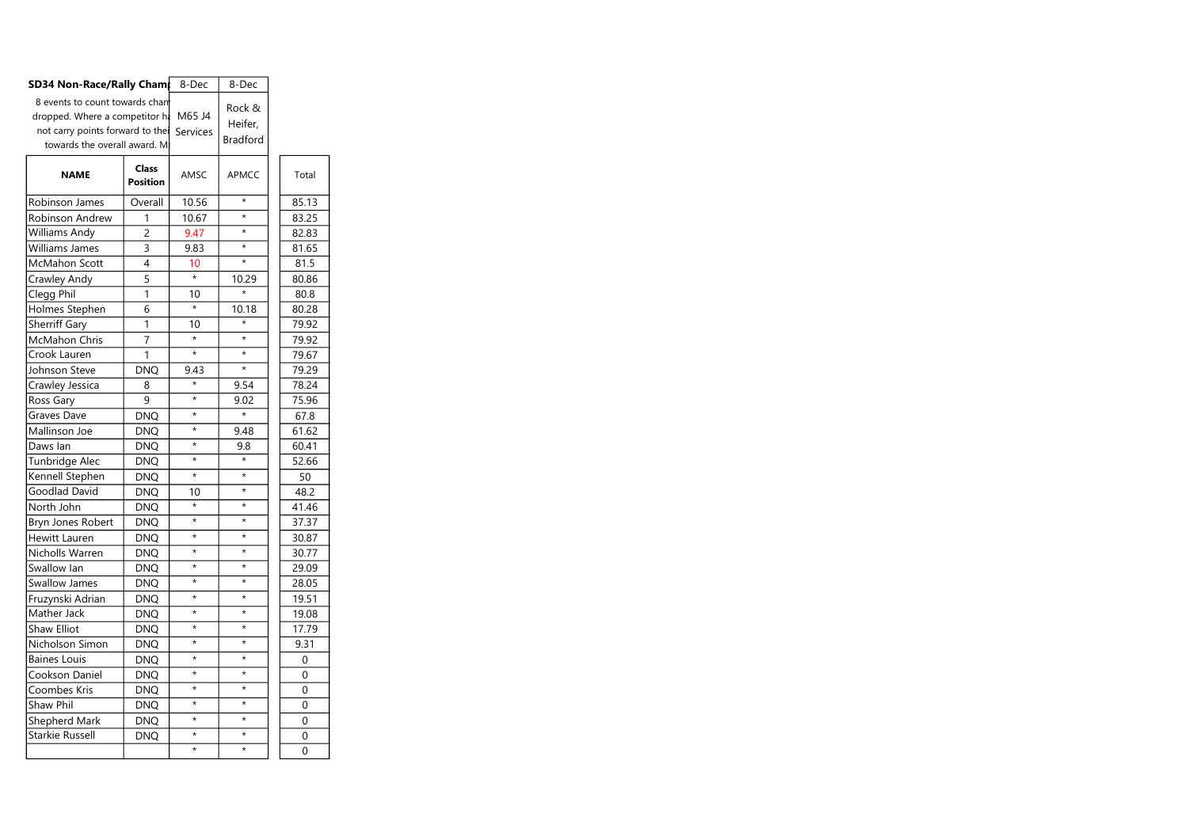| SD34 Non-Race/Rally Champ | | 8-Dec | 8-Dec | | |
|---|---|---|---|---|---|
| 8 events to count towards cham dropped. Where a competitor ha not carry points forward to thei towards the overall award. M | | M65 J4 Services | Rock & Heifer, Bradford | | |
| **NAME** | **Class Position** | AMSC | APMCC | | Total |
| Robinson James | Overall | 10.56 | * | | 85.13 |
| Robinson Andrew | 1 | 10.67 | * | | 83.25 |
| Williams Andy | 2 | 9.47 | * | | 82.83 |
| Williams James | 3 | 9.83 | * | | 81.65 |
| McMahon Scott | 4 | 10 | * | | 81.5 |
| Crawley Andy | 5 | * | 10.29 | | 80.86 |
| Clegg Phil | 1 | 10 | * | | 80.8 |
| Holmes Stephen | 6 | * | 10.18 | | 80.28 |
| Sherriff Gary | 1 | 10 | * | | 79.92 |
| McMahon Chris | 7 | * | * | | 79.92 |
| Crook Lauren | 1 | * | * | | 79.67 |
| Johnson Steve | DNQ | 9.43 | * | | 79.29 |
| Crawley Jessica | 8 | * | 9.54 | | 78.24 |
| Ross Gary | 9 | * | 9.02 | | 75.96 |
| Graves Dave | DNQ | * | * | | 67.8 |
| Mallinson Joe | DNQ | * | 9.48 | | 61.62 |
| Daws Ian | DNQ | * | 9.8 | | 60.41 |
| Tunbridge Alec | DNQ | * | * | | 52.66 |
| Kennell Stephen | DNQ | * | * | | 50 |
| Goodlad David | DNQ | 10 | * | | 48.2 |
| North John | DNQ | * | * | | 41.46 |
| Bryn Jones Robert | DNQ | * | * | | 37.37 |
| Hewitt Lauren | DNQ | * | * | | 30.87 |
| Nicholls Warren | DNQ | * | * | | 30.77 |
| Swallow Ian | DNQ | * | * | | 29.09 |
| Swallow James | DNQ | * | * | | 28.05 |
| Fruzynski Adrian | DNQ | * | * | | 19.51 |
| Mather Jack | DNQ | * | * | | 19.08 |
| Shaw Elliot | DNQ | * | * | | 17.79 |
| Nicholson Simon | DNQ | * | * | | 9.31 |
| Baines Louis | DNQ | * | * | | 0 |
| Cookson Daniel | DNQ | * | * | | 0 |
| Coombes Kris | DNQ | * | * | | 0 |
| Shaw Phil | DNQ | * | * | | 0 |
| Shepherd Mark | DNQ | * | * | | 0 |
| Starkie Russell | DNQ | * | * | | 0 |
| | | * | * | | 0 |